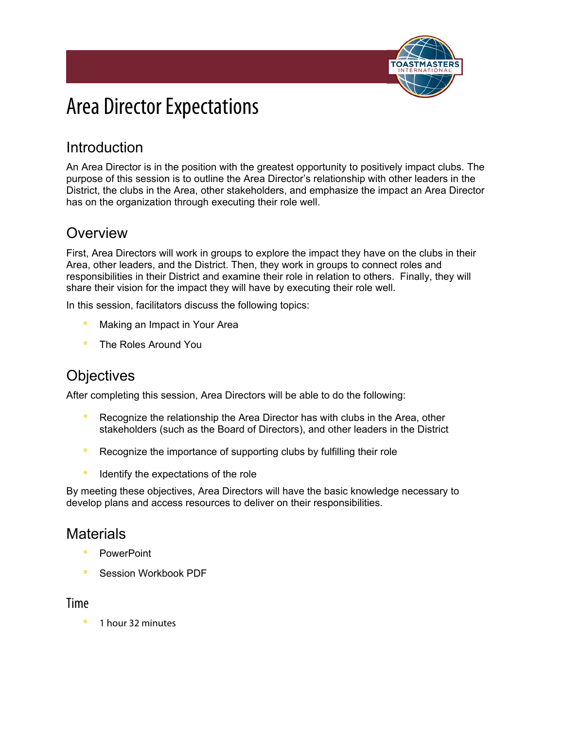# Area Director Expectations

## Introduction

An Area Director is in the position with the greatest opportunity to positively impact clubs. The purpose of this session is to outline the Area Director's relationship with other leaders in the District, the clubs in the Area, other stakeholders, and emphasize the impact an Area Director has on the organization through executing their role well.

## Overview

First, Area Directors will work in groups to explore the impact they have on the clubs in their Area, other leaders, and the District. Then, they work in groups to connect roles and responsibilities in their District and examine their role in relation to others. Finally, they will share their vision for the impact they will have by executing their role well.

In this session, facilitators discuss the following topics:

- Making an Impact in Your Area
- The Roles Around You

## Objectives

After completing this session, Area Directors will be able to do the following:

- Recognize the relationship the Area Director has with clubs in the Area, other stakeholders (such as the Board of Directors), and other leaders in the District
- Recognize the importance of supporting clubs by fulfilling their role
- Identify the expectations of the role

By meeting these objectives, Area Directors will have the basic knowledge necessary to develop plans and access resources to deliver on their responsibilities.

## Materials

- PowerPoint
- Session Workbook PDF

### Time

- 1 hour 32 minutes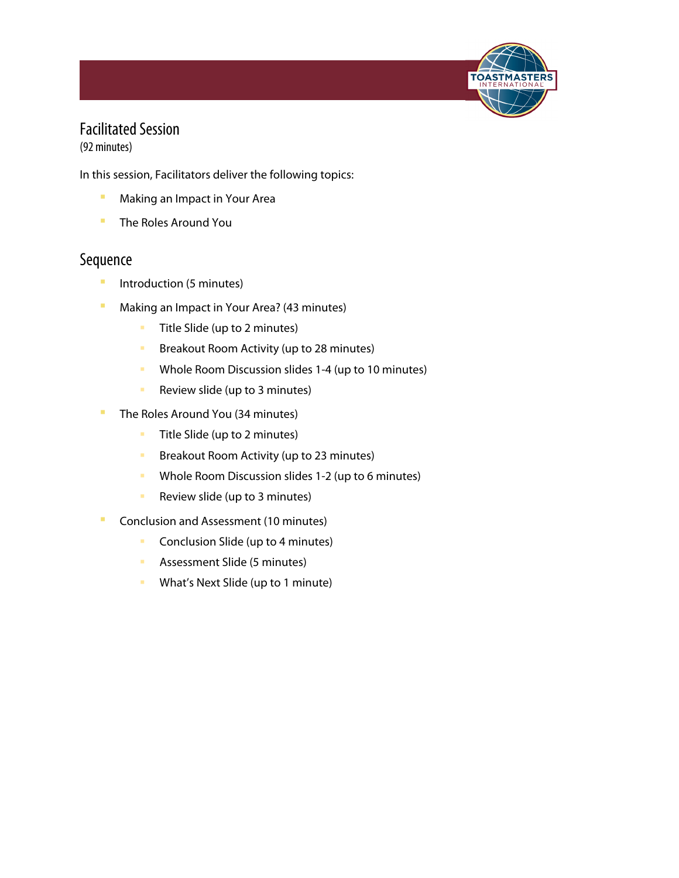## Facilitated Session

(92 minutes)

In this session, Facilitators deliver the following topics:

- Making an Impact in Your Area
- The Roles Around You

## Sequence

- Introduction (5 minutes)
- Making an Impact in Your Area? (43 minutes)
  - Title Slide (up to 2 minutes)
  - Breakout Room Activity (up to 28 minutes)
  - Whole Room Discussion slides 1-4 (up to 10 minutes)
  - Review slide (up to 3 minutes)
- The Roles Around You (34 minutes)
  - Title Slide (up to 2 minutes)
  - Breakout Room Activity (up to 23 minutes)
  - Whole Room Discussion slides 1-2 (up to 6 minutes)
  - Review slide (up to 3 minutes)
- Conclusion and Assessment (10 minutes)
  - Conclusion Slide (up to 4 minutes)
  - Assessment Slide (5 minutes)
  - What's Next Slide (up to 1 minute)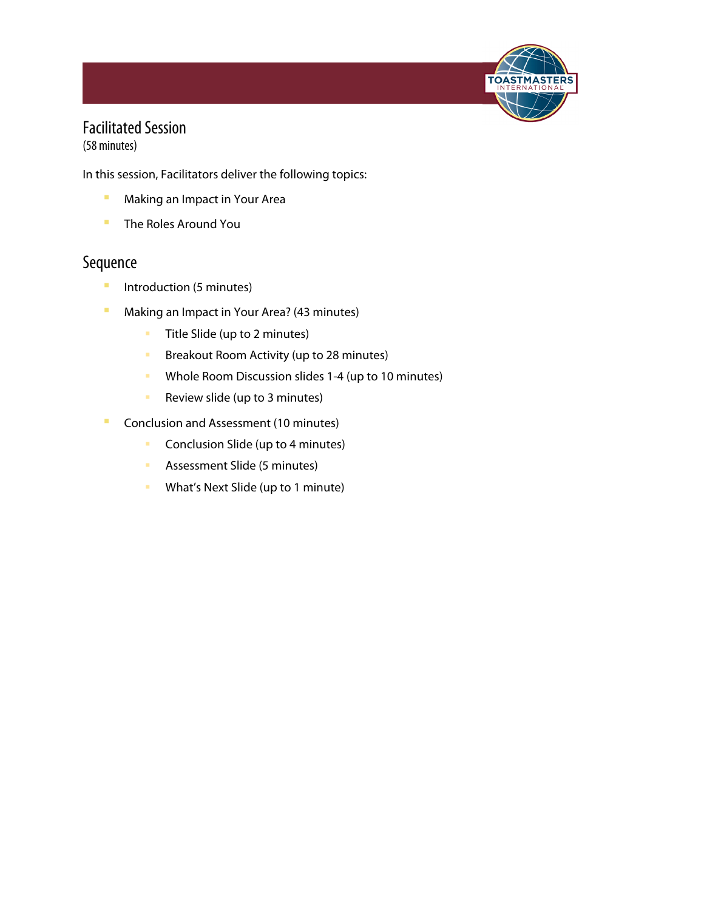# Facilitated Session

(58 minutes)

In this session, Facilitators deliver the following topics:

- Making an Impact in Your Area
- The Roles Around You

## Sequence

- Introduction (5 minutes)
- Making an Impact in Your Area? (43 minutes)
  - Title Slide (up to 2 minutes)
  - Breakout Room Activity (up to 28 minutes)
  - Whole Room Discussion slides 1-4 (up to 10 minutes)
  - Review slide (up to 3 minutes)
- Conclusion and Assessment (10 minutes)
  - Conclusion Slide (up to 4 minutes)
  - Assessment Slide (5 minutes)
  - What's Next Slide (up to 1 minute)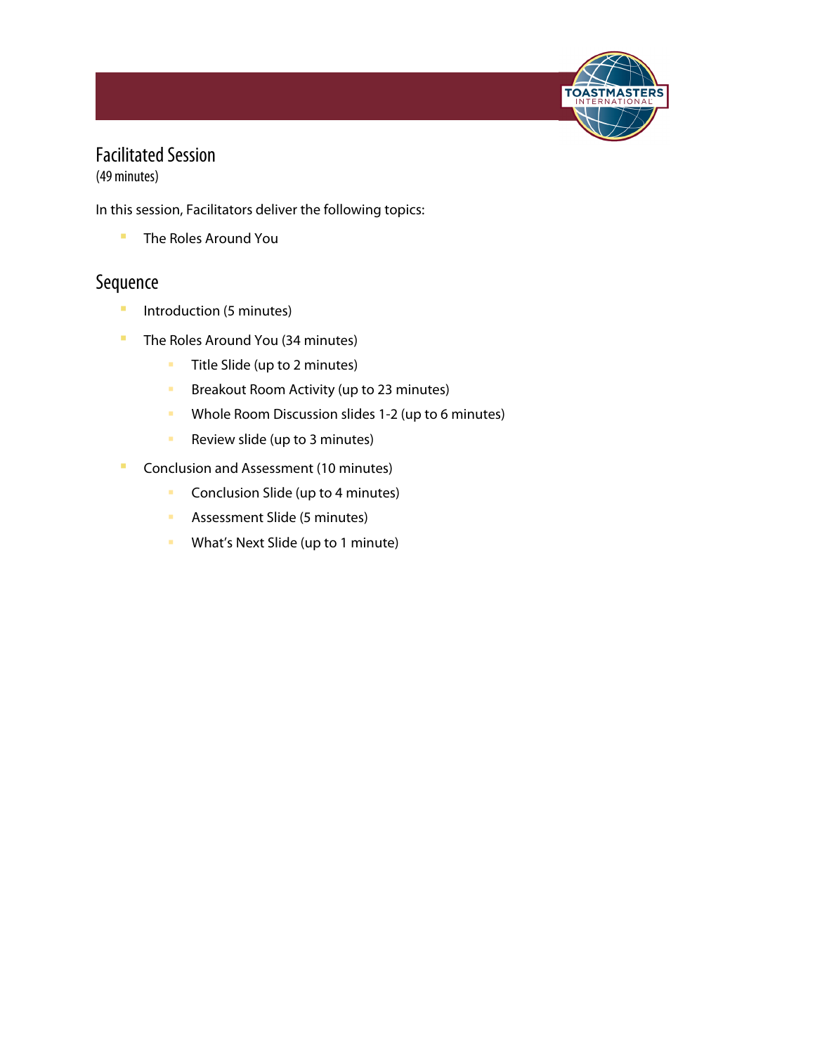## Facilitated Session

(49 minutes)

In this session, Facilitators deliver the following topics:

- The Roles Around You

## Sequence

- Introduction (5 minutes)
- The Roles Around You (34 minutes)
  - Title Slide (up to 2 minutes)
  - Breakout Room Activity (up to 23 minutes)
  - Whole Room Discussion slides 1-2 (up to 6 minutes)
  - Review slide (up to 3 minutes)
- Conclusion and Assessment (10 minutes)
  - Conclusion Slide (up to 4 minutes)
  - Assessment Slide (5 minutes)
  - What's Next Slide (up to 1 minute)